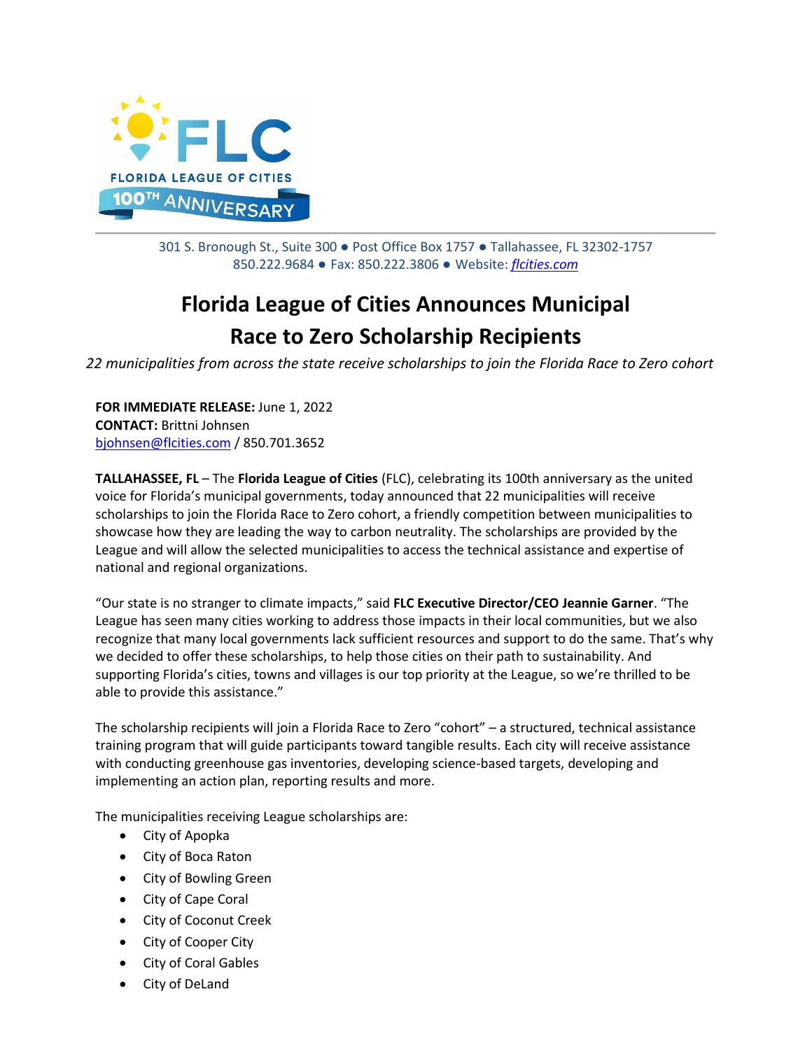FLC

FLORIDA LEAGUE OF CITIES

100TH ANNIVERSARY

301 S. Bronough St., Suite 300 ● Post Office Box 1757 ● Tallahassee, FL 32302-1757
850.222.9684 ● Fax: 850.222.3806 ● Website: *flcities.com*

# Florida League of Cities Announces Municipal Race to Zero Scholarship Recipients

*22 municipalities from across the state receive scholarships to join the Florida Race to Zero cohort*

**FOR IMMEDIATE RELEASE:** June 1, 2022
**CONTACT:** Brittni Johnsen
bjohnsen@flcities.com / 850.701.3652

**TALLAHASSEE, FL** – The **Florida League of Cities** (FLC), celebrating its 100th anniversary as the united voice for Florida's municipal governments, today announced that 22 municipalities will receive scholarships to join the Florida Race to Zero cohort, a friendly competition between municipalities to showcase how they are leading the way to carbon neutrality. The scholarships are provided by the League and will allow the selected municipalities to access the technical assistance and expertise of national and regional organizations.

"Our state is no stranger to climate impacts," said **FLC Executive Director/CEO Jeannie Garner**. "The League has seen many cities working to address those impacts in their local communities, but we also recognize that many local governments lack sufficient resources and support to do the same. That's why we decided to offer these scholarships, to help those cities on their path to sustainability. And supporting Florida's cities, towns and villages is our top priority at the League, so we're thrilled to be able to provide this assistance."

The scholarship recipients will join a Florida Race to Zero "cohort" – a structured, technical assistance training program that will guide participants toward tangible results. Each city will receive assistance with conducting greenhouse gas inventories, developing science-based targets, developing and implementing an action plan, reporting results and more.

The municipalities receiving League scholarships are:

- City of Apopka
- City of Boca Raton
- City of Bowling Green
- City of Cape Coral
- City of Coconut Creek
- City of Cooper City
- City of Coral Gables
- City of DeLand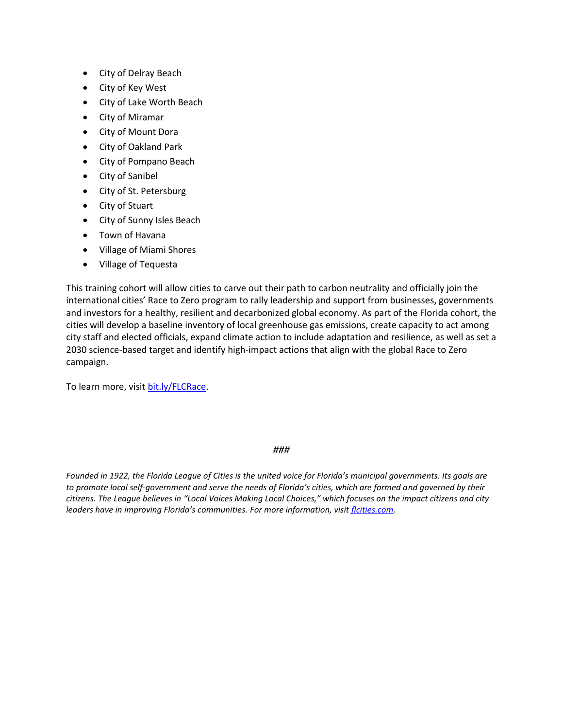- City of Delray Beach
- City of Key West
- City of Lake Worth Beach
- City of Miramar
- City of Mount Dora
- City of Oakland Park
- City of Pompano Beach
- City of Sanibel
- City of St. Petersburg
- City of Stuart
- City of Sunny Isles Beach
- Town of Havana
- Village of Miami Shores
- Village of Tequesta

This training cohort will allow cities to carve out their path to carbon neutrality and officially join the international cities' Race to Zero program to rally leadership and support from businesses, governments and investors for a healthy, resilient and decarbonized global economy. As part of the Florida cohort, the cities will develop a baseline inventory of local greenhouse gas emissions, create capacity to act among city staff and elected officials, expand climate action to include adaptation and resilience, as well as set a 2030 science-based target and identify high-impact actions that align with the global Race to Zero campaign.

To learn more, visit [bit.ly/FLCRace](bit.ly/FLCRace).

###

*Founded in 1922, the Florida League of Cities is the united voice for Florida's municipal governments. Its goals are to promote local self-government and serve the needs of Florida's cities, which are formed and governed by their citizens. The League believes in "Local Voices Making Local Choices," which focuses on the impact citizens and city leaders have in improving Florida's communities. For more information, visit [flcities.com](flcities.com).*